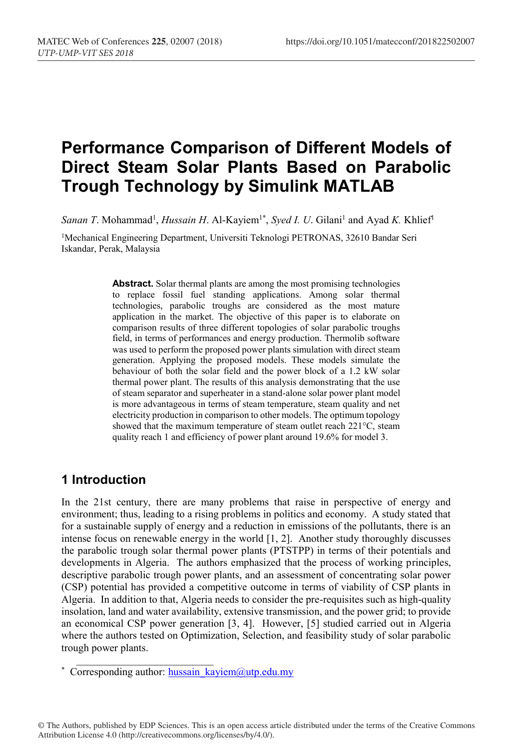# Performance Comparison of Different Models of Direct Steam Solar Plants Based on Parabolic Trough Technology by Simulink MATLAB

*Sanan T*. Mohammad[1], *Hussain H*. Al-Kayiem[1*], *Syed I. U*. Gilani[1] and Ayad *K.* Khlief[1]

[1]Mechanical Engineering Department, Universiti Teknologi PETRONAS, 32610 Bandar Seri Iskandar, Perak, Malaysia

**Abstract.** Solar thermal plants are among the most promising technologies to replace fossil fuel standing applications. Among solar thermal technologies, parabolic troughs are considered as the most mature application in the market. The objective of this paper is to elaborate on comparison results of three different topologies of solar parabolic troughs field, in terms of performances and energy production. Thermolib software was used to perform the proposed power plants simulation with direct steam generation. Applying the proposed models. These models simulate the behaviour of both the solar field and the power block of a 1.2 kW solar thermal power plant. The results of this analysis demonstrating that the use of steam separator and superheater in a stand-alone solar power plant model is more advantageous in terms of steam temperature, steam quality and net electricity production in comparison to other models. The optimum topology showed that the maximum temperature of steam outlet reach 221°C, steam quality reach 1 and efficiency of power plant around 19.6% for model 3.

## 1 Introduction

In the 21st century, there are many problems that raise in perspective of energy and environment; thus, leading to a rising problems in politics and economy. A study stated that for a sustainable supply of energy and a reduction in emissions of the pollutants, there is an intense focus on renewable energy in the world [1, 2]. Another study thoroughly discusses the parabolic trough solar thermal power plants (PTSTPP) in terms of their potentials and developments in Algeria. The authors emphasized that the process of working principles, descriptive parabolic trough power plants, and an assessment of concentrating solar power (CSP) potential has provided a competitive outcome in terms of viability of CSP plants in Algeria. In addition to that, Algeria needs to consider the pre-requisites such as high-quality insolation, land and water availability, extensive transmission, and the power grid; to provide an economical CSP power generation [3, 4]. However, [5] studied carried out in Algeria where the authors tested on Optimization, Selection, and feasibility study of solar parabolic trough power plants.

* Corresponding author: hussain_kayiem@utp.edu.my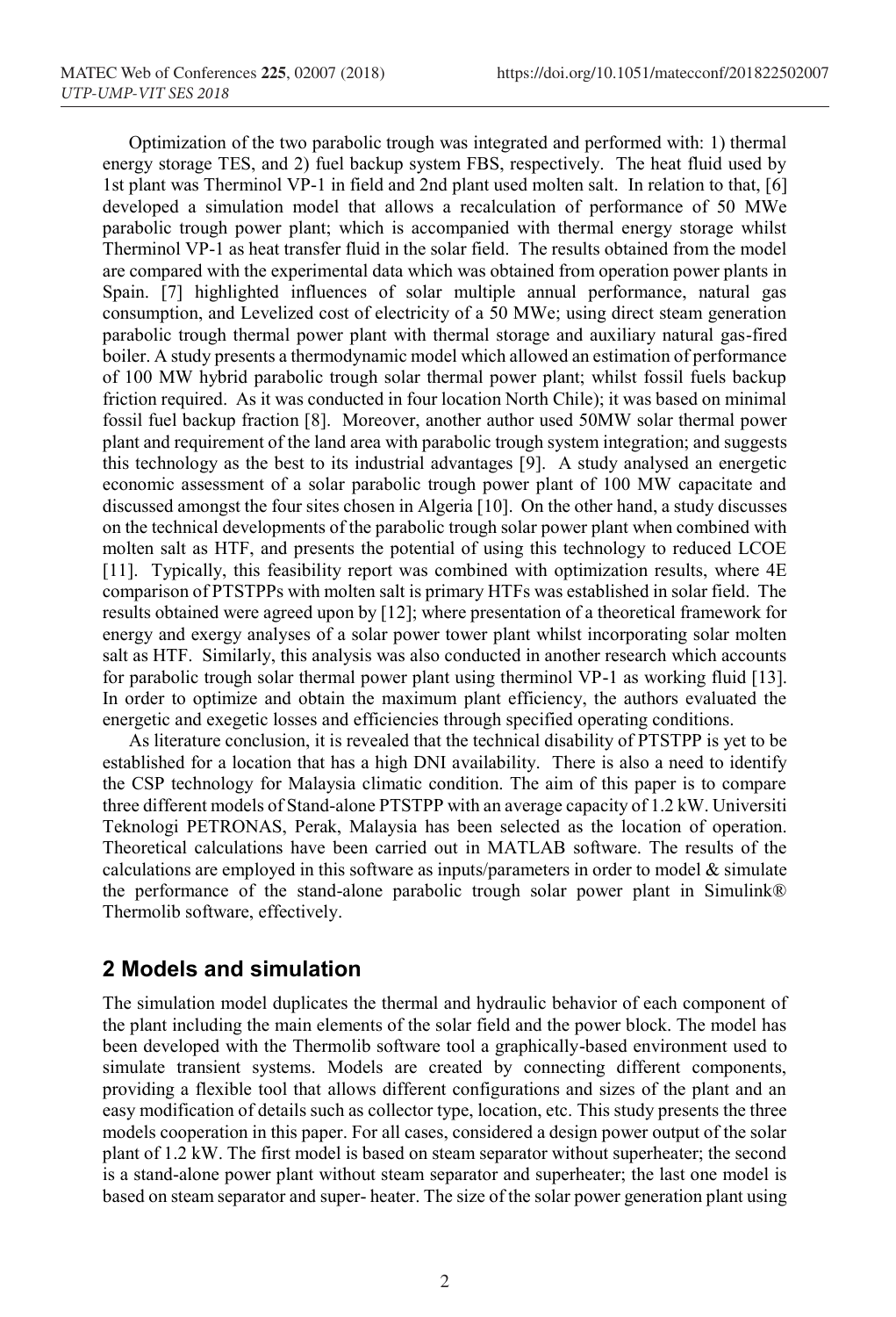Optimization of the two parabolic trough was integrated and performed with: 1) thermal energy storage TES, and 2) fuel backup system FBS, respectively. The heat fluid used by 1st plant was Therminol VP-1 in field and 2nd plant used molten salt. In relation to that, [6] developed a simulation model that allows a recalculation of performance of 50 MWe parabolic trough power plant; which is accompanied with thermal energy storage whilst Therminol VP-1 as heat transfer fluid in the solar field. The results obtained from the model are compared with the experimental data which was obtained from operation power plants in Spain. [7] highlighted influences of solar multiple annual performance, natural gas consumption, and Levelized cost of electricity of a 50 MWe; using direct steam generation parabolic trough thermal power plant with thermal storage and auxiliary natural gas-fired boiler. A study presents a thermodynamic model which allowed an estimation of performance of 100 MW hybrid parabolic trough solar thermal power plant; whilst fossil fuels backup friction required. As it was conducted in four location North Chile); it was based on minimal fossil fuel backup fraction [8]. Moreover, another author used 50MW solar thermal power plant and requirement of the land area with parabolic trough system integration; and suggests this technology as the best to its industrial advantages [9]. A study analysed an energetic economic assessment of a solar parabolic trough power plant of 100 MW capacitate and discussed amongst the four sites chosen in Algeria [10]. On the other hand, a study discusses on the technical developments of the parabolic trough solar power plant when combined with molten salt as HTF, and presents the potential of using this technology to reduced LCOE [11]. Typically, this feasibility report was combined with optimization results, where 4E comparison of PTSTPPs with molten salt is primary HTFs was established in solar field. The results obtained were agreed upon by [12]; where presentation of a theoretical framework for energy and exergy analyses of a solar power tower plant whilst incorporating solar molten salt as HTF. Similarly, this analysis was also conducted in another research which accounts for parabolic trough solar thermal power plant using therminol VP-1 as working fluid [13]. In order to optimize and obtain the maximum plant efficiency, the authors evaluated the energetic and exegetic losses and efficiencies through specified operating conditions.

As literature conclusion, it is revealed that the technical disability of PTSTPP is yet to be established for a location that has a high DNI availability. There is also a need to identify the CSP technology for Malaysia climatic condition. The aim of this paper is to compare three different models of Stand-alone PTSTPP with an average capacity of 1.2 kW. Universiti Teknologi PETRONAS, Perak, Malaysia has been selected as the location of operation. Theoretical calculations have been carried out in MATLAB software. The results of the calculations are employed in this software as inputs/parameters in order to model & simulate the performance of the stand-alone parabolic trough solar power plant in Simulink® Thermolib software, effectively.

## 2 Models and simulation

The simulation model duplicates the thermal and hydraulic behavior of each component of the plant including the main elements of the solar field and the power block. The model has been developed with the Thermolib software tool a graphically-based environment used to simulate transient systems. Models are created by connecting different components, providing a flexible tool that allows different configurations and sizes of the plant and an easy modification of details such as collector type, location, etc. This study presents the three models cooperation in this paper. For all cases, considered a design power output of the solar plant of 1.2 kW. The first model is based on steam separator without superheater; the second is a stand-alone power plant without steam separator and superheater; the last one model is based on steam separator and super- heater. The size of the solar power generation plant using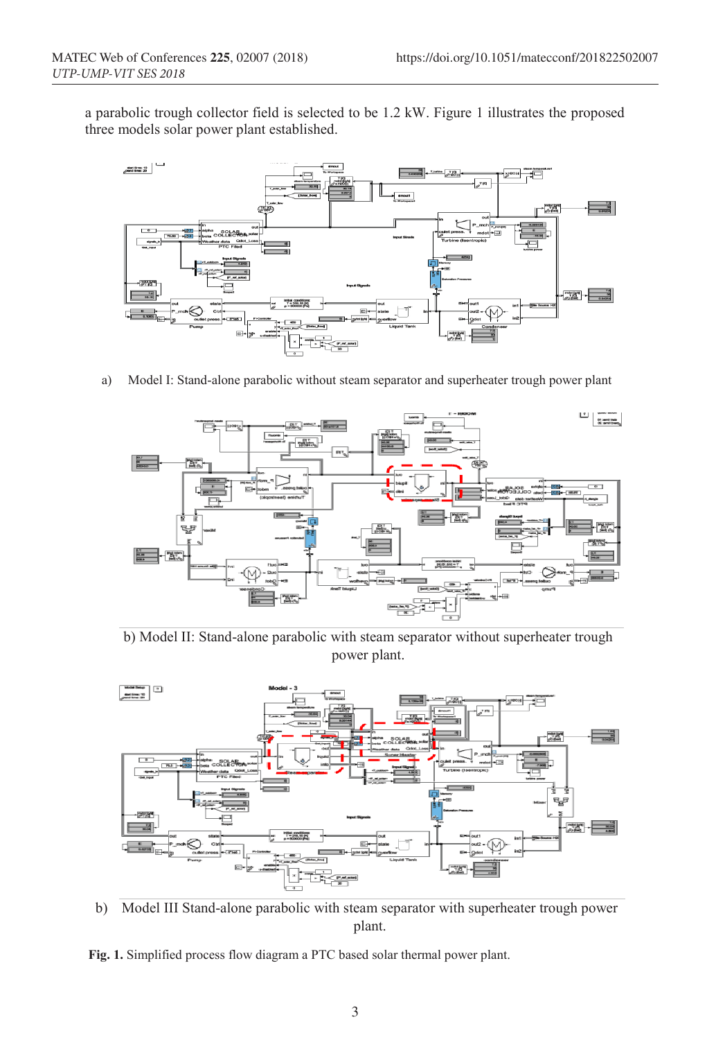a parabolic trough collector field is selected to be 1.2 kW. Figure 1 illustrates the proposed three models solar power plant established.

a) Model I: Stand-alone parabolic without steam separator and superheater trough power plant

b) Model II: Stand-alone parabolic with steam separator without superheater trough power plant.

b) Model III Stand-alone parabolic with steam separator with superheater trough power plant.

**Fig. 1.** Simplified process flow diagram a PTC based solar thermal power plant.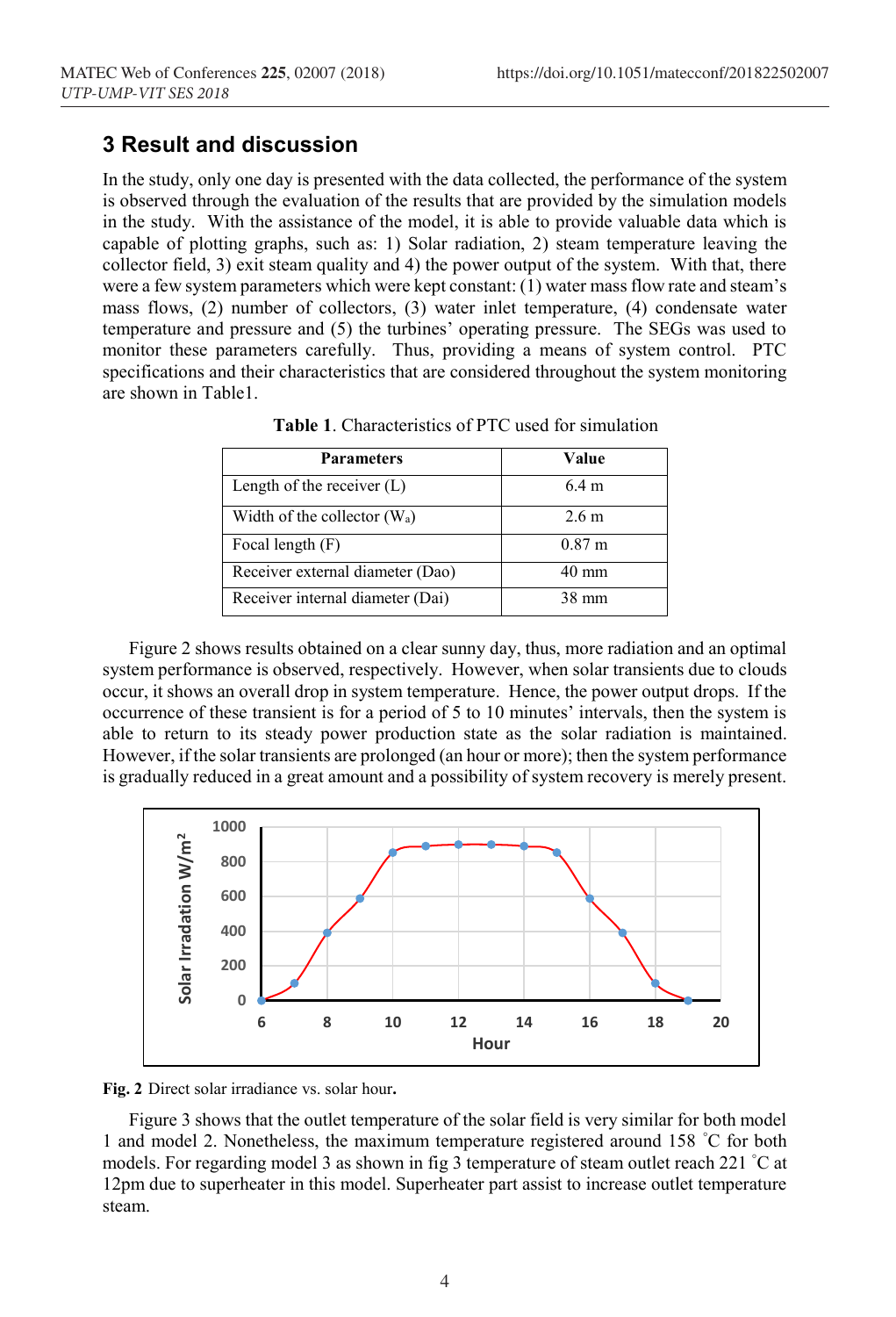## 3 Result and discussion

In the study, only one day is presented with the data collected, the performance of the system is observed through the evaluation of the results that are provided by the simulation models in the study. With the assistance of the model, it is able to provide valuable data which is capable of plotting graphs, such as: 1) Solar radiation, 2) steam temperature leaving the collector field, 3) exit steam quality and 4) the power output of the system. With that, there were a few system parameters which were kept constant: (1) water mass flow rate and steam's mass flows, (2) number of collectors, (3) water inlet temperature, (4) condensate water temperature and pressure and (5) the turbines' operating pressure. The SEGs was used to monitor these parameters carefully. Thus, providing a means of system control. PTC specifications and their characteristics that are considered throughout the system monitoring are shown in Table1.

**Table 1**. Characteristics of PTC used for simulation

| Parameters | Value |
|---|---|
| Length of the receiver (L) | 6.4 m |
| Width of the collector ($W_a$) | 2.6 m |
| Focal length (F) | 0.87 m |
| Receiver external diameter (Dao) | 40 mm |
| Receiver internal diameter (Dai) | 38 mm |

Figure 2 shows results obtained on a clear sunny day, thus, more radiation and an optimal system performance is observed, respectively. However, when solar transients due to clouds occur, it shows an overall drop in system temperature. Hence, the power output drops. If the occurrence of these transient is for a period of 5 to 10 minutes' intervals, then the system is able to return to its steady power production state as the solar radiation is maintained. However, if the solar transients are prolonged (an hour or more); then the system performance is gradually reduced in a great amount and a possibility of system recovery is merely present.

**Fig. 2** Direct solar irradiance vs. solar hour**.**

Figure 3 shows that the outlet temperature of the solar field is very similar for both model 1 and model 2. Nonetheless, the maximum temperature registered around 158 ˚C for both models. For regarding model 3 as shown in fig 3 temperature of steam outlet reach 221 ˚C at 12pm due to superheater in this model. Superheater part assist to increase outlet temperature steam.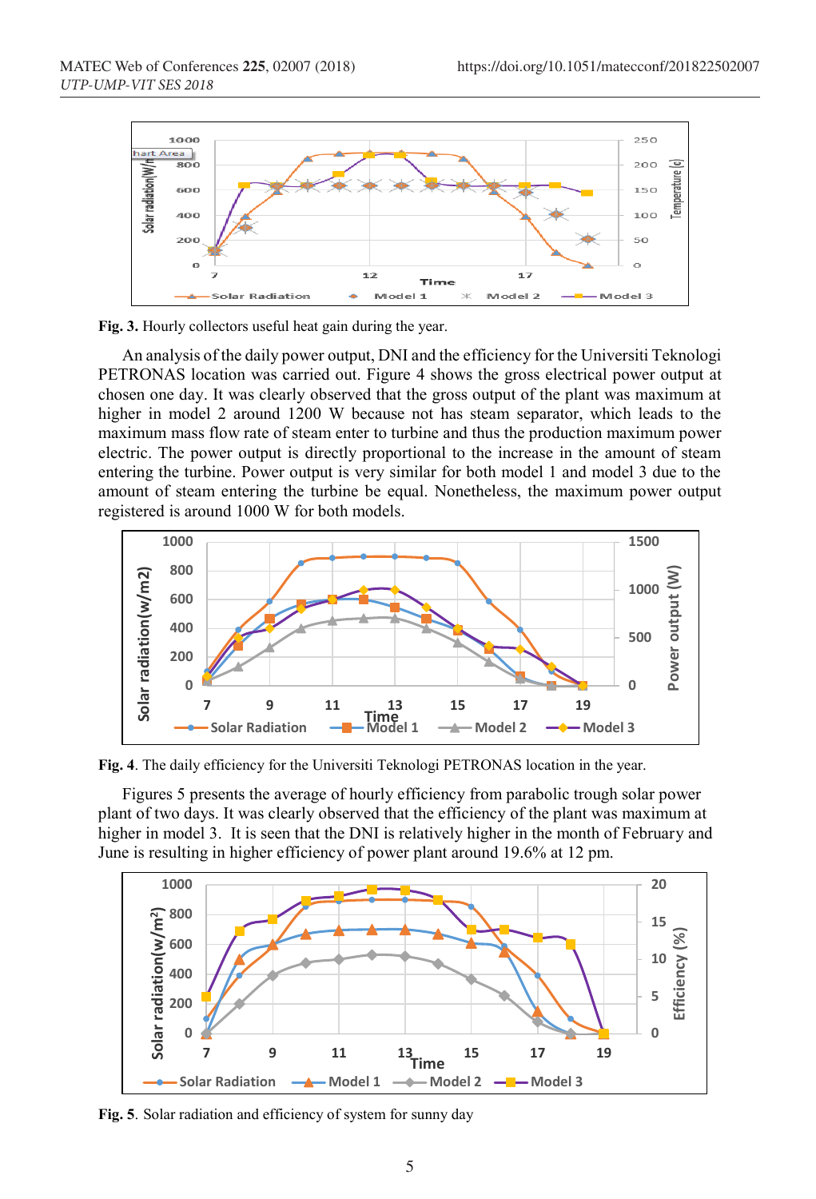Fig. 3. Hourly collectors useful heat gain during the year.

An analysis of the daily power output, DNI and the efficiency for the Universiti Teknologi PETRONAS location was carried out. Figure 4 shows the gross electrical power output at chosen one day. It was clearly observed that the gross output of the plant was maximum at higher in model 2 around 1200 W because not has steam separator, which leads to the maximum mass flow rate of steam enter to turbine and thus the production maximum power electric. The power output is directly proportional to the increase in the amount of steam entering the turbine. Power output is very similar for both model 1 and model 3 due to the amount of steam entering the turbine be equal. Nonetheless, the maximum power output registered is around 1000 W for both models.

**Fig. 4**. The daily efficiency for the Universiti Teknologi PETRONAS location in the year.

Figures 5 presents the average of hourly efficiency from parabolic trough solar power plant of two days. It was clearly observed that the efficiency of the plant was maximum at higher in model 3. It is seen that the DNI is relatively higher in the month of February and June is resulting in higher efficiency of power plant around 19.6% at 12 pm.

**Fig. 5**. Solar radiation and efficiency of system for sunny day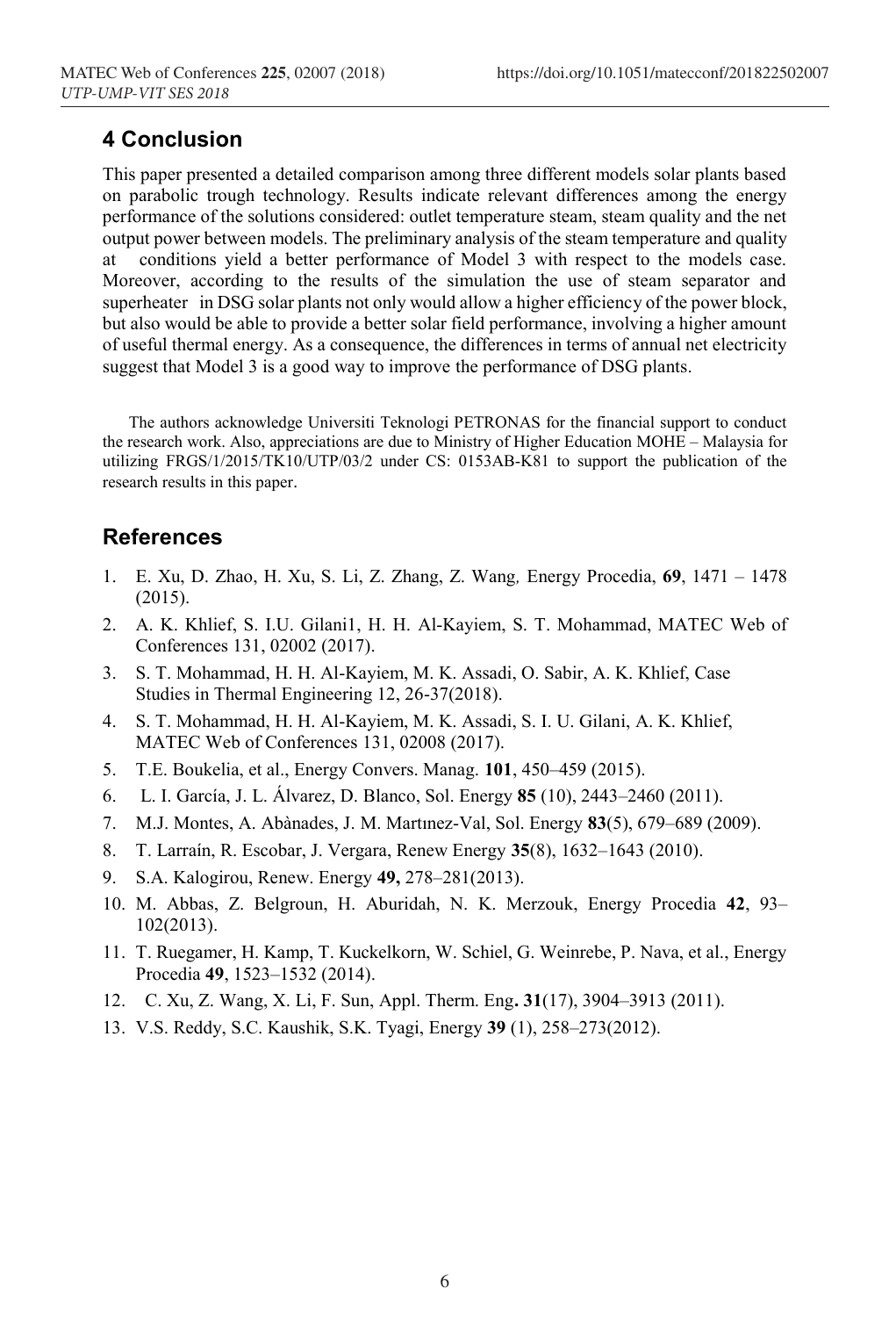## 4 Conclusion

This paper presented a detailed comparison among three different models solar plants based on parabolic trough technology. Results indicate relevant differences among the energy performance of the solutions considered: outlet temperature steam, steam quality and the net output power between models. The preliminary analysis of the steam temperature and quality at conditions yield a better performance of Model 3 with respect to the models case. Moreover, according to the results of the simulation the use of steam separator and superheater in DSG solar plants not only would allow a higher efficiency of the power block, but also would be able to provide a better solar field performance, involving a higher amount of useful thermal energy. As a consequence, the differences in terms of annual net electricity suggest that Model 3 is a good way to improve the performance of DSG plants.

The authors acknowledge Universiti Teknologi PETRONAS for the financial support to conduct the research work. Also, appreciations are due to Ministry of Higher Education MOHE – Malaysia for utilizing FRGS/1/2015/TK10/UTP/03/2 under CS: 0153AB-K81 to support the publication of the research results in this paper.

## References

1. E. Xu, D. Zhao, H. Xu, S. Li, Z. Zhang, Z. Wang, Energy Procedia, **69**, 1471 – 1478 (2015).
2. A. K. Khlief, S. I.U. Gilani1, H. H. Al-Kayiem, S. T. Mohammad, MATEC Web of Conferences 131, 02002 (2017).
3. S. T. Mohammad, H. H. Al-Kayiem, M. K. Assadi, O. Sabir, A. K. Khlief, Case Studies in Thermal Engineering 12, 26-37(2018).
4. S. T. Mohammad, H. H. Al-Kayiem, M. K. Assadi, S. I. U. Gilani, A. K. Khlief, MATEC Web of Conferences 131, 02008 (2017).
5. T.E. Boukelia, et al., Energy Convers. Manag. **101**, 450–459 (2015).
6. L. I. García, J. L. Álvarez, D. Blanco, Sol. Energy **85** (10), 2443–2460 (2011).
7. M.J. Montes, A. Abànades, J. M. Martınez-Val, Sol. Energy **83**(5), 679–689 (2009).
8. T. Larraín, R. Escobar, J. Vergara, Renew Energy **35**(8), 1632–1643 (2010).
9. S.A. Kalogirou, Renew. Energy **49,** 278–281(2013).
10. M. Abbas, Z. Belgroun, H. Aburidah, N. K. Merzouk, Energy Procedia **42**, 93–102(2013).
11. T. Ruegamer, H. Kamp, T. Kuckelkorn, W. Schiel, G. Weinrebe, P. Nava, et al., Energy Procedia **49**, 1523–1532 (2014).
12. C. Xu, Z. Wang, X. Li, F. Sun, Appl. Therm. Eng**.** **31**(17), 3904–3913 (2011).
13. V.S. Reddy, S.C. Kaushik, S.K. Tyagi, Energy **39** (1), 258–273(2012).